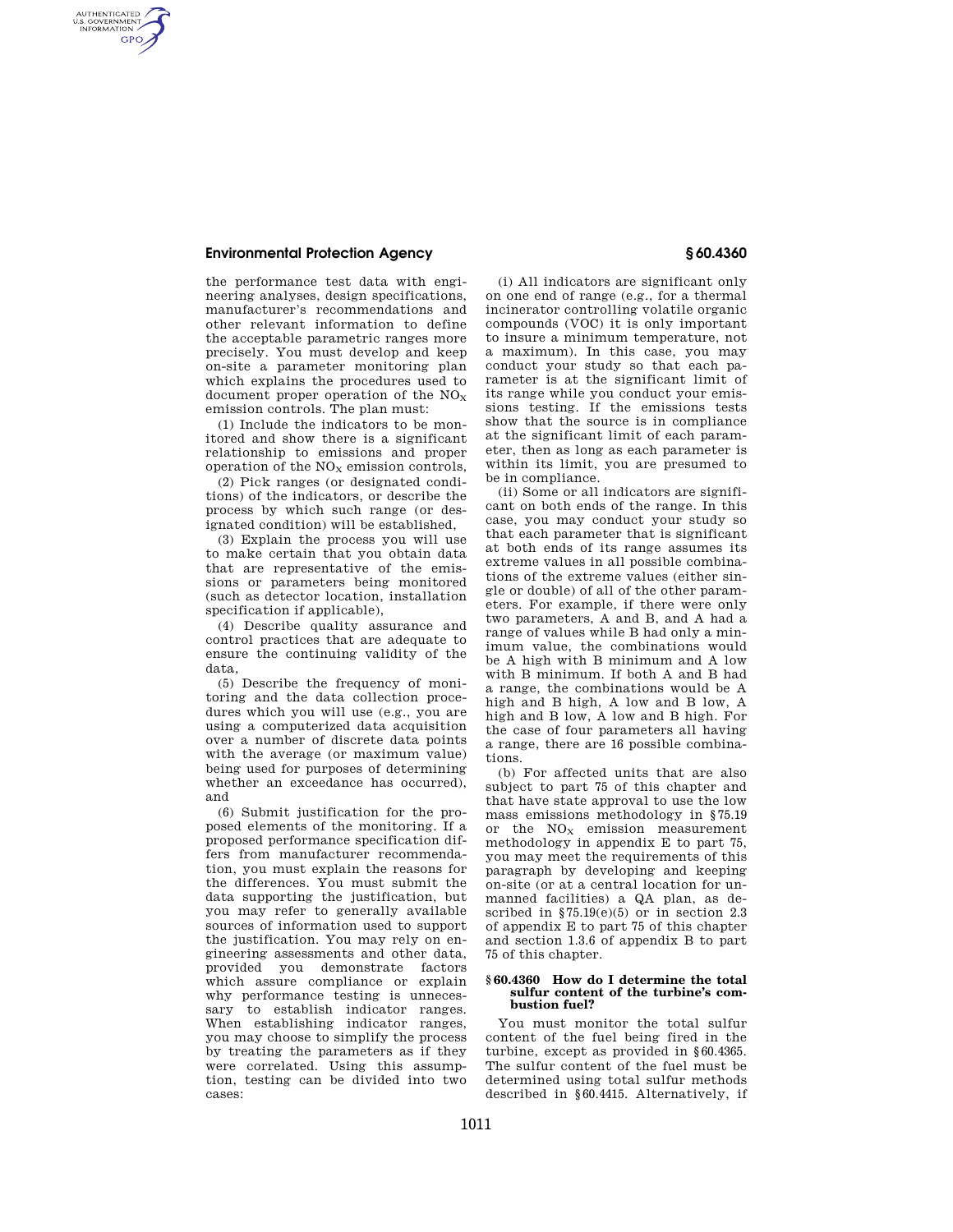the performance test data with engineering analyses, design specifications, manufacturer's recommendations and other relevant information to define the acceptable parametric ranges more precisely. You must develop and keep on-site a parameter monitoring plan which explains the procedures used to document proper operation of the $NO_X$ emission controls. The plan must:

(1) Include the indicators to be monitored and show there is a significant relationship to emissions and proper operation of the $NO_X$ emission controls,

(2) Pick ranges (or designated conditions) of the indicators, or describe the process by which such range (or designated condition) will be established,

(3) Explain the process you will use to make certain that you obtain data that are representative of the emissions or parameters being monitored (such as detector location, installation specification if applicable),

(4) Describe quality assurance and control practices that are adequate to ensure the continuing validity of the data,

(5) Describe the frequency of monitoring and the data collection procedures which you will use (e.g., you are using a computerized data acquisition over a number of discrete data points with the average (or maximum value) being used for purposes of determining whether an exceedance has occurred), and

(6) Submit justification for the proposed elements of the monitoring. If a proposed performance specification differs from manufacturer recommendation, you must explain the reasons for the differences. You must submit the data supporting the justification, but you may refer to generally available sources of information used to support the justification. You may rely on engineering assessments and other data, provided you demonstrate factors which assure compliance or explain why performance testing is unnecessary to establish indicator ranges. When establishing indicator ranges, you may choose to simplify the process by treating the parameters as if they were correlated. Using this assumption, testing can be divided into two cases:

(i) All indicators are significant only on one end of range (e.g., for a thermal incinerator controlling volatile organic compounds (VOC) it is only important to insure a minimum temperature, not a maximum). In this case, you may conduct your study so that each parameter is at the significant limit of its range while you conduct your emissions testing. If the emissions tests show that the source is in compliance at the significant limit of each parameter, then as long as each parameter is within its limit, you are presumed to be in compliance.

(ii) Some or all indicators are significant on both ends of the range. In this case, you may conduct your study so that each parameter that is significant at both ends of its range assumes its extreme values in all possible combinations of the extreme values (either single or double) of all of the other parameters. For example, if there were only two parameters, A and B, and A had a range of values while B had only a minimum value, the combinations would be A high with B minimum and A low with B minimum. If both A and B had a range, the combinations would be A high and B high, A low and B low, A high and B low, A low and B high. For the case of four parameters all having a range, there are 16 possible combinations.

(b) For affected units that are also subject to part 75 of this chapter and that have state approval to use the low mass emissions methodology in §75.19 or the $NO_X$ emission measurement methodology in appendix E to part 75, you may meet the requirements of this paragraph by developing and keeping on-site (or at a central location for unmanned facilities) a QA plan, as described in §75.19(e)(5) or in section 2.3 of appendix E to part 75 of this chapter and section 1.3.6 of appendix B to part 75 of this chapter.

### § 60.4360 How do I determine the total sulfur content of the turbine's combustion fuel?

You must monitor the total sulfur content of the fuel being fired in the turbine, except as provided in §60.4365. The sulfur content of the fuel must be determined using total sulfur methods described in §60.4415. Alternatively, if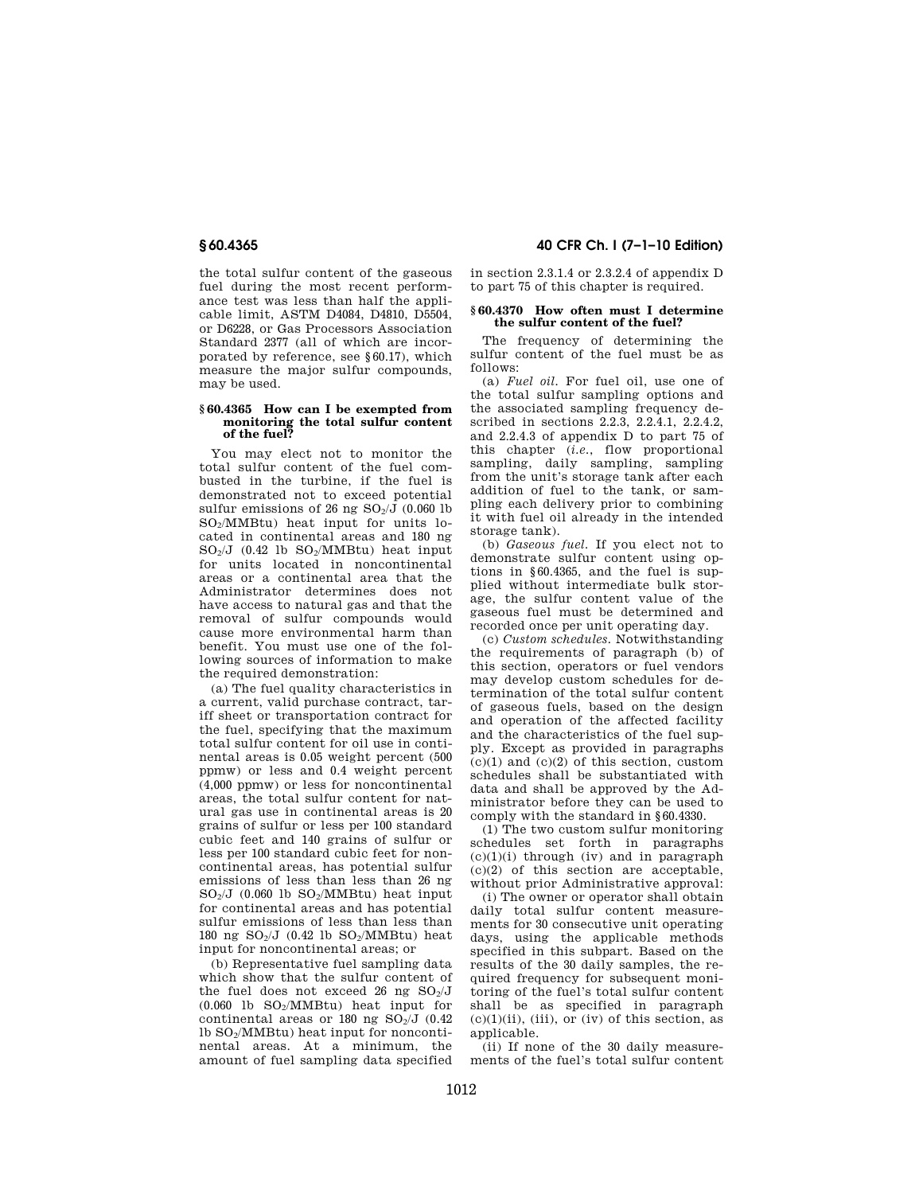the total sulfur content of the gaseous fuel during the most recent performance test was less than half the applicable limit, ASTM D4084, D4810, D5504, or D6228, or Gas Processors Association Standard 2377 (all of which are incorporated by reference, see §60.17), which measure the major sulfur compounds, may be used.

### §60.4365 How can I be exempted from monitoring the total sulfur content of the fuel?

You may elect not to monitor the total sulfur content of the fuel combusted in the turbine, if the fuel is demonstrated not to exceed potential sulfur emissions of 26 ng $SO_2$/J (0.060 lb $SO_2$/MMBtu) heat input for units located in continental areas and 180 ng $SO_2$/J (0.42 lb $SO_2$/MMBtu) heat input for units located in noncontinental areas or a continental area that the Administrator determines does not have access to natural gas and that the removal of sulfur compounds would cause more environmental harm than benefit. You must use one of the following sources of information to make the required demonstration:

(a) The fuel quality characteristics in a current, valid purchase contract, tariff sheet or transportation contract for the fuel, specifying that the maximum total sulfur content for oil use in continental areas is 0.05 weight percent (500 ppmw) or less and 0.4 weight percent (4,000 ppmw) or less for noncontinental areas, the total sulfur content for natural gas use in continental areas is 20 grains of sulfur or less per 100 standard cubic feet and 140 grains of sulfur or less per 100 standard cubic feet for noncontinental areas, has potential sulfur emissions of less than less than 26 ng $SO_2$/J (0.060 lb $SO_2$/MMBtu) heat input for continental areas and has potential sulfur emissions of less than less than 180 ng $SO_2$/J (0.42 lb $SO_2$/MMBtu) heat input for noncontinental areas; or

(b) Representative fuel sampling data which show that the sulfur content of the fuel does not exceed 26 ng $SO_2$/J (0.060 lb $SO_2$/MMBtu) heat input for continental areas or 180 ng $SO_2$/J (0.42 lb $SO_2$/MMBtu) heat input for noncontinental areas. At a minimum, the amount of fuel sampling data specified in section 2.3.1.4 or 2.3.2.4 of appendix D to part 75 of this chapter is required.

### §60.4370 How often must I determine the sulfur content of the fuel?

The frequency of determining the sulfur content of the fuel must be as follows:

(a) *Fuel oil.* For fuel oil, use one of the total sulfur sampling options and the associated sampling frequency described in sections 2.2.3, 2.2.4.1, 2.2.4.2, and 2.2.4.3 of appendix D to part 75 of this chapter (*i.e.,* flow proportional sampling, daily sampling, sampling from the unit's storage tank after each addition of fuel to the tank, or sampling each delivery prior to combining it with fuel oil already in the intended storage tank).

(b) *Gaseous fuel.* If you elect not to demonstrate sulfur content using options in §60.4365, and the fuel is supplied without intermediate bulk storage, the sulfur content value of the gaseous fuel must be determined and recorded once per unit operating day.

(c) *Custom schedules.* Notwithstanding the requirements of paragraph (b) of this section, operators or fuel vendors may develop custom schedules for determination of the total sulfur content of gaseous fuels, based on the design and operation of the affected facility and the characteristics of the fuel supply. Except as provided in paragraphs (c)(1) and (c)(2) of this section, custom schedules shall be substantiated with data and shall be approved by the Administrator before they can be used to comply with the standard in §60.4330.

(1) The two custom sulfur monitoring schedules set forth in paragraphs (c)(1)(i) through (iv) and in paragraph (c)(2) of this section are acceptable, without prior Administrative approval:

(i) The owner or operator shall obtain daily total sulfur content measurements for 30 consecutive unit operating days, using the applicable methods specified in this subpart. Based on the results of the 30 daily samples, the required frequency for subsequent monitoring of the fuel's total sulfur content shall be as specified in paragraph (c)(1)(ii), (iii), or (iv) of this section, as applicable.

(ii) If none of the 30 daily measurements of the fuel's total sulfur content